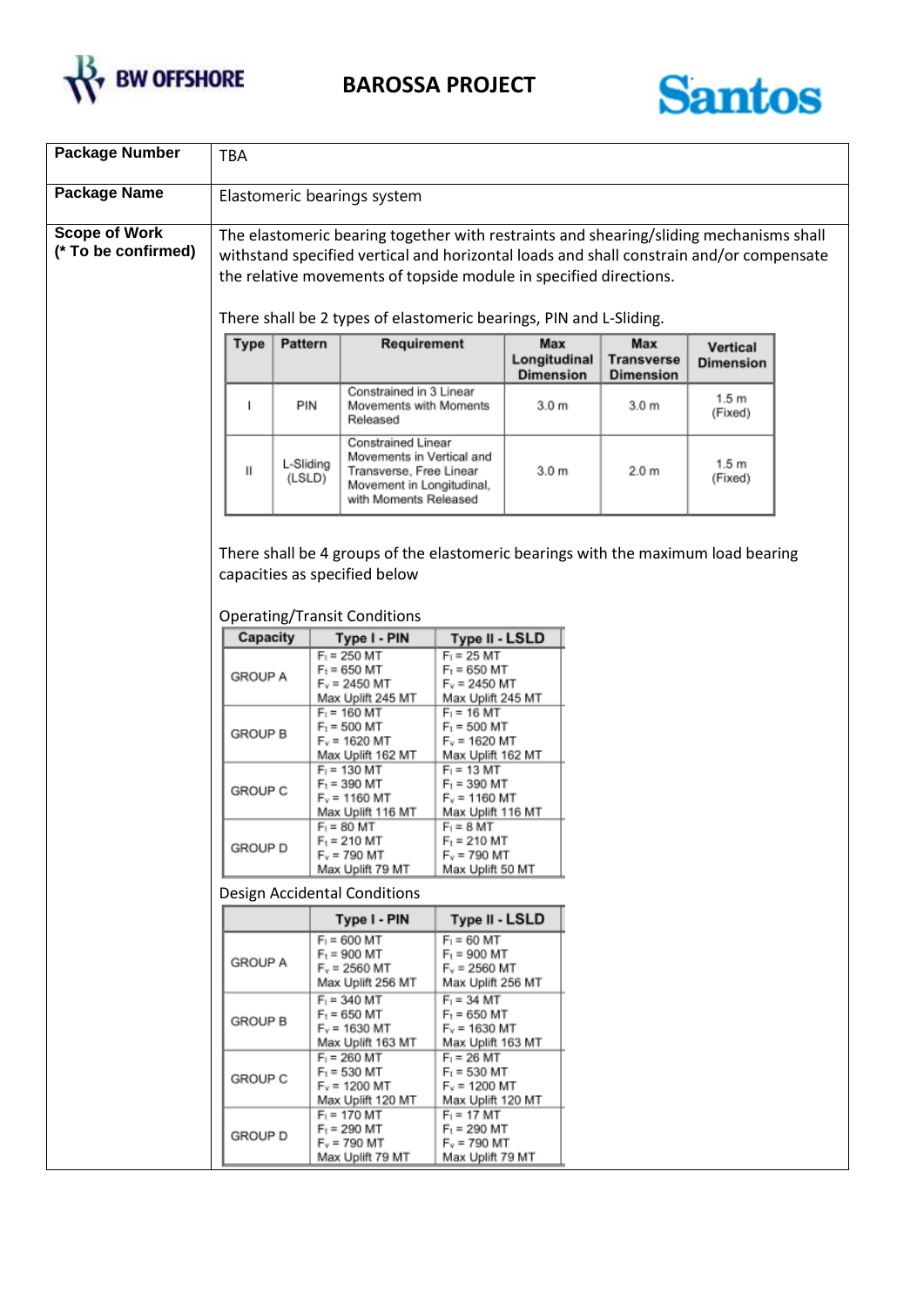# BAROSSA PROJECT

| **Package Number** | TBA |
|---|---|
| **Package Name** | Elastomeric bearings system |
| **Scope of Work (* To be confirmed)** | The elastomeric bearing together with restraints and shearing/sliding mechanisms shall withstand specified vertical and horizontal loads and shall constrain and/or compensate the relative movements of topside module in specified directions. |

There shall be 2 types of elastomeric bearings, PIN and L-Sliding.

| Type | Pattern | Requirement | Max Longitudinal Dimension | Max Transverse Dimension | Vertical Dimension |
|---|---|---|---|---|---|
| I | PIN | Constrained in 3 Linear Movements with Moments Released | 3.0 m | 3.0 m | 1.5 m (Fixed) |
| II | L-Sliding (LSLD) | Constrained Linear Movements in Vertical and Transverse, Free Linear Movement in Longitudinal, with Moments Released | 3.0 m | 2.0 m | 1.5 m (Fixed) |

There shall be 4 groups of the elastomeric bearings with the maximum load bearing capacities as specified below

Operating/Transit Conditions

| Capacity | Type I - PIN | Type II - LSLD |
|---|---|---|
| GROUP A | $F_l$ = 250 MT<br>$F_t$ = 650 MT<br>$F_v$ = 2450 MT<br>Max Uplift 245 MT | $F_l$ = 25 MT<br>$F_t$ = 650 MT<br>$F_v$ = 2450 MT<br>Max Uplift 245 MT |
| GROUP B | $F_l$ = 160 MT<br>$F_t$ = 500 MT<br>$F_v$ = 1620 MT<br>Max Uplift 162 MT | $F_l$ = 16 MT<br>$F_t$ = 500 MT<br>$F_v$ = 1620 MT<br>Max Uplift 162 MT |
| GROUP C | $F_l$ = 130 MT<br>$F_t$ = 390 MT<br>$F_v$ = 1160 MT<br>Max Uplift 116 MT | $F_l$ = 13 MT<br>$F_t$ = 390 MT<br>$F_v$ = 1160 MT<br>Max Uplift 116 MT |
| GROUP D | $F_l$ = 80 MT<br>$F_t$ = 210 MT<br>$F_v$ = 790 MT<br>Max Uplift 79 MT | $F_l$ = 8 MT<br>$F_t$ = 210 MT<br>$F_v$ = 790 MT<br>Max Uplift 50 MT |

Design Accidental Conditions

| | Type I - PIN | Type II - LSLD |
|---|---|---|
| GROUP A | $F_l$ = 600 MT<br>$F_t$ = 900 MT<br>$F_v$ = 2560 MT<br>Max Uplift 256 MT | $F_l$ = 60 MT<br>$F_t$ = 900 MT<br>$F_v$ = 2560 MT<br>Max Uplift 256 MT |
| GROUP B | $F_l$ = 340 MT<br>$F_t$ = 650 MT<br>$F_v$ = 1630 MT<br>Max Uplift 163 MT | $F_l$ = 34 MT<br>$F_t$ = 650 MT<br>$F_v$ = 1630 MT<br>Max Uplift 163 MT |
| GROUP C | $F_l$ = 260 MT<br>$F_t$ = 530 MT<br>$F_v$ = 1200 MT<br>Max Uplift 120 MT | $F_l$ = 26 MT<br>$F_t$ = 530 MT<br>$F_v$ = 1200 MT<br>Max Uplift 120 MT |
| GROUP D | $F_l$ = 170 MT<br>$F_t$ = 290 MT<br>$F_v$ = 790 MT<br>Max Uplift 79 MT | $F_l$ = 17 MT<br>$F_t$ = 290 MT<br>$F_v$ = 790 MT<br>Max Uplift 79 MT |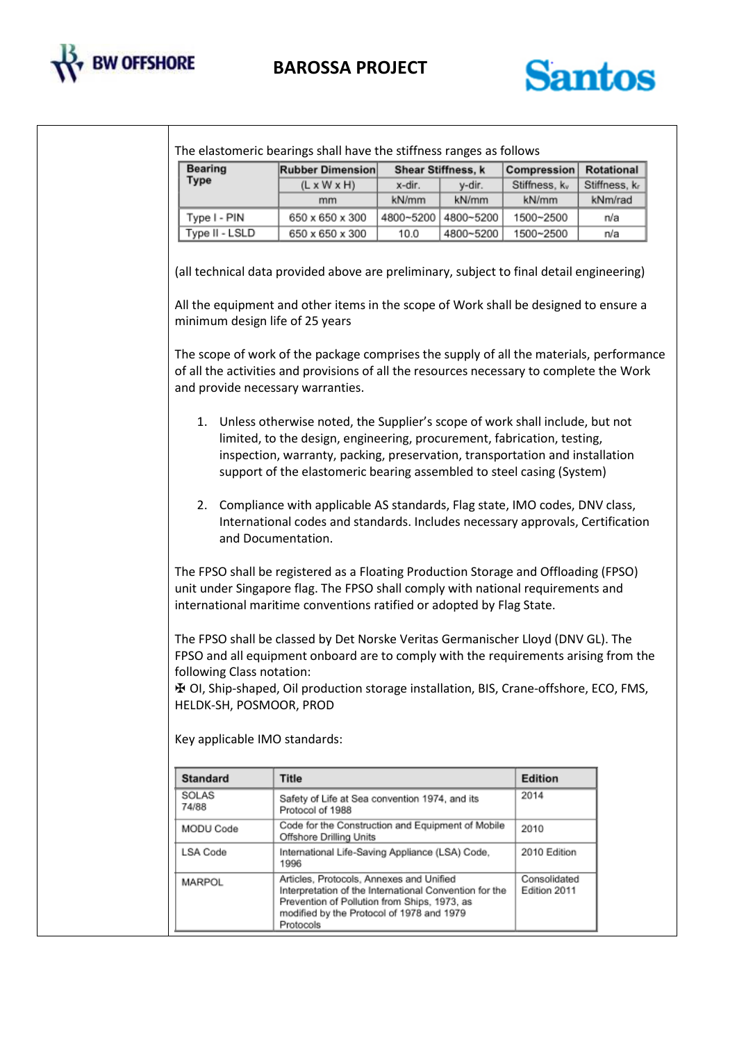The elastomeric bearings shall have the stiffness ranges as follows

| Bearing Type | Rubber Dimension | Shear Stiffness, k | | Compression | Rotational |
|---|---|---|---|---|---|
| | (L x W x H) | x-dir. | y-dir. | Stiffness, $k_v$ | Stiffness, $k_r$ |
| | mm | kN/mm | kN/mm | kN/mm | kNm/rad |
| Type I - PIN | 650 x 650 x 300 | 4800~5200 | 4800~5200 | 1500~2500 | n/a |
| Type II - LSLD | 650 x 650 x 300 | 10.0 | 4800~5200 | 1500~2500 | n/a |

(all technical data provided above are preliminary, subject to final detail engineering)

All the equipment and other items in the scope of Work shall be designed to ensure a minimum design life of 25 years

The scope of work of the package comprises the supply of all the materials, performance of all the activities and provisions of all the resources necessary to complete the Work and provide necessary warranties.

1. Unless otherwise noted, the Supplier's scope of work shall include, but not limited, to the design, engineering, procurement, fabrication, testing, inspection, warranty, packing, preservation, transportation and installation support of the elastomeric bearing assembled to steel casing (System)

2. Compliance with applicable AS standards, Flag state, IMO codes, DNV class, International codes and standards. Includes necessary approvals, Certification and Documentation.

The FPSO shall be registered as a Floating Production Storage and Offloading (FPSO) unit under Singapore flag. The FPSO shall comply with national requirements and international maritime conventions ratified or adopted by Flag State.

The FPSO shall be classed by Det Norske Veritas Germanischer Lloyd (DNV GL). The FPSO and all equipment onboard are to comply with the requirements arising from the following Class notation:
✠ OI, Ship-shaped, Oil production storage installation, BIS, Crane-offshore, ECO, FMS, HELDK-SH, POSMOOR, PROD

Key applicable IMO standards:

| Standard | Title | Edition |
|---|---|---|
| SOLAS 74/88 | Safety of Life at Sea convention 1974, and its Protocol of 1988 | 2014 |
| MODU Code | Code for the Construction and Equipment of Mobile Offshore Drilling Units | 2010 |
| LSA Code | International Life-Saving Appliance (LSA) Code, 1996 | 2010 Edition |
| MARPOL | Articles, Protocols, Annexes and Unified Interpretation of the International Convention for the Prevention of Pollution from Ships, 1973, as modified by the Protocol of 1978 and 1979 Protocols | Consolidated Edition 2011 |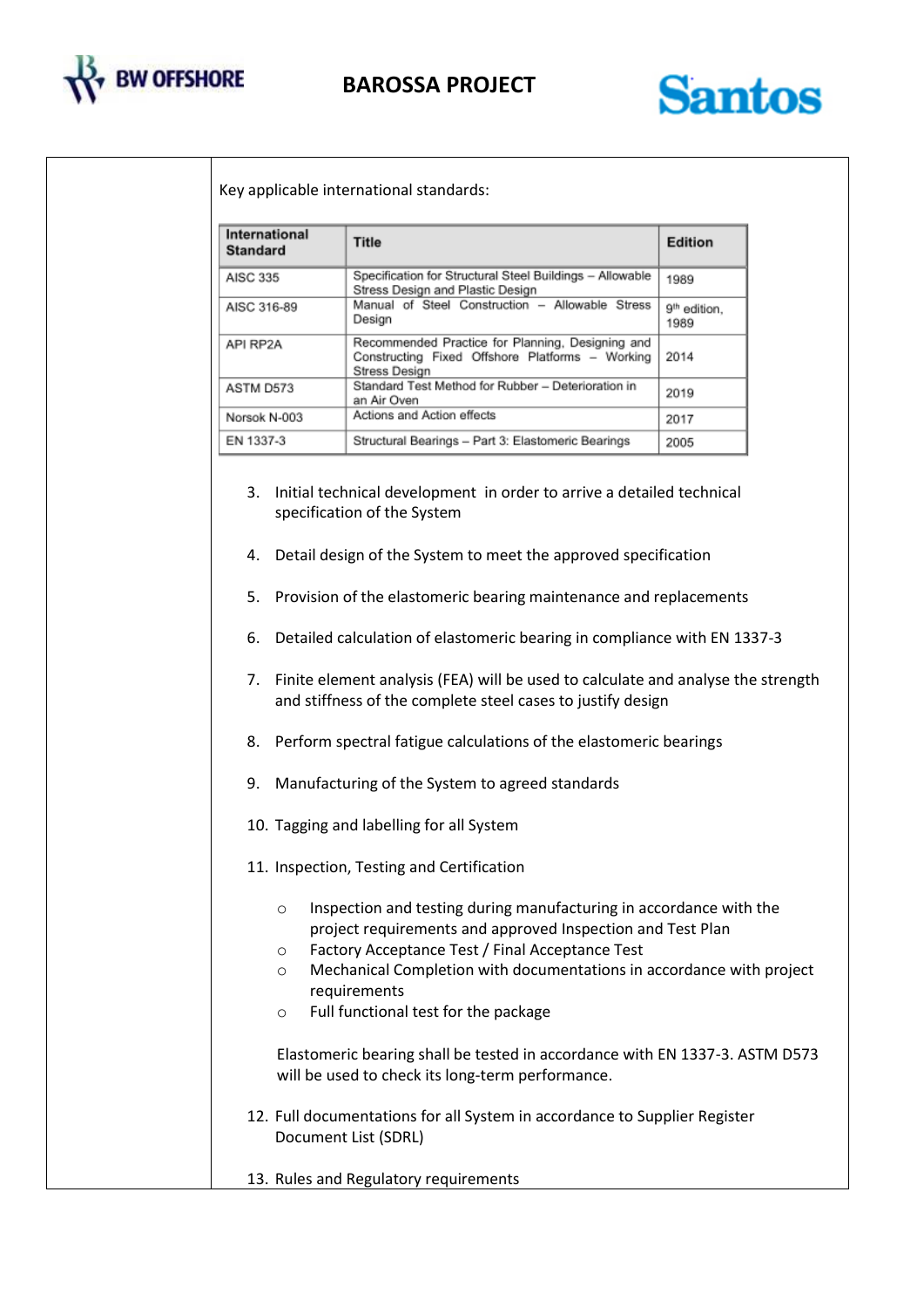Key applicable international standards:

| International Standard | Title | Edition |
|---|---|---|
| AISC 335 | Specification for Structural Steel Buildings – Allowable Stress Design and Plastic Design | 1989 |
| AISC 316-89 | Manual of Steel Construction – Allowable Stress Design | 9th edition, 1989 |
| API RP2A | Recommended Practice for Planning, Designing and Constructing Fixed Offshore Platforms – Working Stress Design | 2014 |
| ASTM D573 | Standard Test Method for Rubber – Deterioration in an Air Oven | 2019 |
| Norsok N-003 | Actions and Action effects | 2017 |
| EN 1337-3 | Structural Bearings – Part 3: Elastomeric Bearings | 2005 |

3. Initial technical development in order to arrive a detailed technical specification of the System

4. Detail design of the System to meet the approved specification

5. Provision of the elastomeric bearing maintenance and replacements

6. Detailed calculation of elastomeric bearing in compliance with EN 1337-3

7. Finite element analysis (FEA) will be used to calculate and analyse the strength and stiffness of the complete steel cases to justify design

8. Perform spectral fatigue calculations of the elastomeric bearings

9. Manufacturing of the System to agreed standards

10. Tagging and labelling for all System

11. Inspection, Testing and Certification

    - Inspection and testing during manufacturing in accordance with the project requirements and approved Inspection and Test Plan
    - Factory Acceptance Test / Final Acceptance Test
    - Mechanical Completion with documentations in accordance with project requirements
    - Full functional test for the package

    Elastomeric bearing shall be tested in accordance with EN 1337-3. ASTM D573 will be used to check its long-term performance.

12. Full documentations for all System in accordance to Supplier Register Document List (SDRL)

13. Rules and Regulatory requirements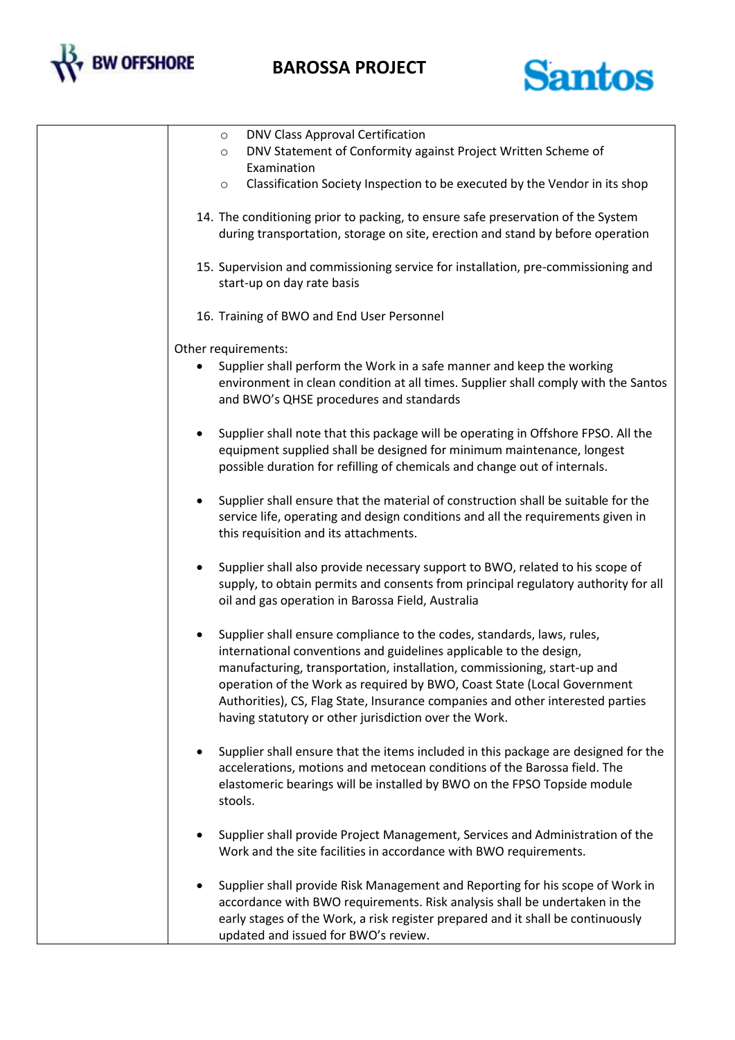| | - DNV Class Approval Certification<br>- DNV Statement of Conformity against Project Written Scheme of Examination<br>- Classification Society Inspection to be executed by the Vendor in its shop<br><br>14. The conditioning prior to packing, to ensure safe preservation of the System during transportation, storage on site, erection and stand by before operation<br><br>15. Supervision and commissioning service for installation, pre-commissioning and start-up on day rate basis<br><br>16. Training of BWO and End User Personnel<br><br>Other requirements:<br>• Supplier shall perform the Work in a safe manner and keep the working environment in clean condition at all times. Supplier shall comply with the Santos and BWO's QHSE procedures and standards<br><br>• Supplier shall note that this package will be operating in Offshore FPSO. All the equipment supplied shall be designed for minimum maintenance, longest possible duration for refilling of chemicals and change out of internals.<br><br>• Supplier shall ensure that the material of construction shall be suitable for the service life, operating and design conditions and all the requirements given in this requisition and its attachments.<br><br>• Supplier shall also provide necessary support to BWO, related to his scope of supply, to obtain permits and consents from principal regulatory authority for all oil and gas operation in Barossa Field, Australia<br><br>• Supplier shall ensure compliance to the codes, standards, laws, rules, international conventions and guidelines applicable to the design, manufacturing, transportation, installation, commissioning, start-up and operation of the Work as required by BWO, Coast State (Local Government Authorities), CS, Flag State, Insurance companies and other interested parties having statutory or other jurisdiction over the Work.<br><br>• Supplier shall ensure that the items included in this package are designed for the accelerations, motions and metocean conditions of the Barossa field. The elastomeric bearings will be installed by BWO on the FPSO Topside module stools.<br><br>• Supplier shall provide Project Management, Services and Administration of the Work and the site facilities in accordance with BWO requirements.<br><br>• Supplier shall provide Risk Management and Reporting for his scope of Work in accordance with BWO requirements. Risk analysis shall be undertaken in the early stages of the Work, a risk register prepared and it shall be continuously updated and issued for BWO's review. |
|---|---|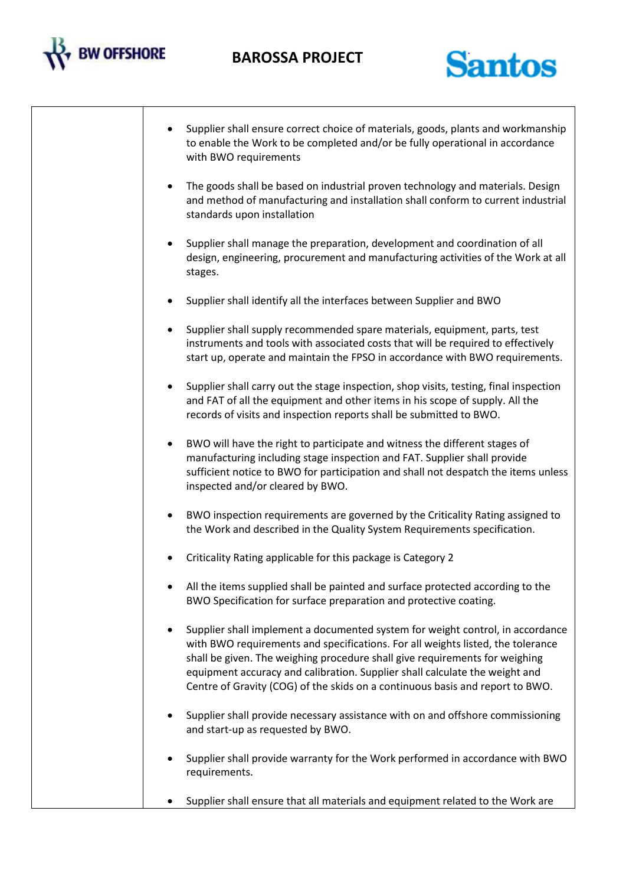| | |
|---|---|
| | • Supplier shall ensure correct choice of materials, goods, plants and workmanship to enable the Work to be completed and/or be fully operational in accordance with BWO requirements<br><br>• The goods shall be based on industrial proven technology and materials. Design and method of manufacturing and installation shall conform to current industrial standards upon installation<br><br>• Supplier shall manage the preparation, development and coordination of all design, engineering, procurement and manufacturing activities of the Work at all stages.<br><br>• Supplier shall identify all the interfaces between Supplier and BWO<br><br>• Supplier shall supply recommended spare materials, equipment, parts, test instruments and tools with associated costs that will be required to effectively start up, operate and maintain the FPSO in accordance with BWO requirements.<br><br>• Supplier shall carry out the stage inspection, shop visits, testing, final inspection and FAT of all the equipment and other items in his scope of supply. All the records of visits and inspection reports shall be submitted to BWO.<br><br>• BWO will have the right to participate and witness the different stages of manufacturing including stage inspection and FAT. Supplier shall provide sufficient notice to BWO for participation and shall not despatch the items unless inspected and/or cleared by BWO.<br><br>• BWO inspection requirements are governed by the Criticality Rating assigned to the Work and described in the Quality System Requirements specification.<br><br>• Criticality Rating applicable for this package is Category 2<br><br>• All the items supplied shall be painted and surface protected according to the BWO Specification for surface preparation and protective coating.<br><br>• Supplier shall implement a documented system for weight control, in accordance with BWO requirements and specifications. For all weights listed, the tolerance shall be given. The weighing procedure shall give requirements for weighing equipment accuracy and calibration. Supplier shall calculate the weight and Centre of Gravity (COG) of the skids on a continuous basis and report to BWO.<br><br>• Supplier shall provide necessary assistance with on and offshore commissioning and start-up as requested by BWO.<br><br>• Supplier shall provide warranty for the Work performed in accordance with BWO requirements.<br><br>• Supplier shall ensure that all materials and equipment related to the Work are |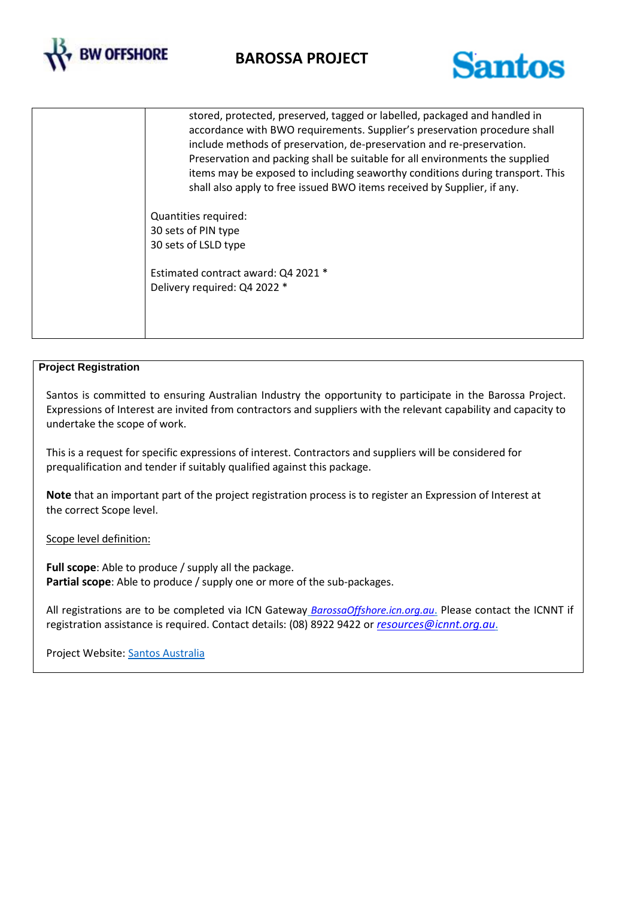| | |
|---|---|
| | stored, protected, preserved, tagged or labelled, packaged and handled in accordance with BWO requirements. Supplier's preservation procedure shall include methods of preservation, de-preservation and re-preservation. Preservation and packing shall be suitable for all environments the supplied items may be exposed to including seaworthy conditions during transport. This shall also apply to free issued BWO items received by Supplier, if any.<br><br>Quantities required:<br>30 sets of PIN type<br>30 sets of LSLD type<br><br>Estimated contract award: Q4 2021 *<br>Delivery required: Q4 2022 * |

**Project Registration**

Santos is committed to ensuring Australian Industry the opportunity to participate in the Barossa Project. Expressions of Interest are invited from contractors and suppliers with the relevant capability and capacity to undertake the scope of work.

This is a request for specific expressions of interest. Contractors and suppliers will be considered for prequalification and tender if suitably qualified against this package.

**Note** that an important part of the project registration process is to register an Expression of Interest at the correct Scope level.

Scope level definition:

**Full scope**: Able to produce / supply all the package.
**Partial scope**: Able to produce / supply one or more of the sub-packages.

All registrations are to be completed via ICN Gateway *BarossaOffshore.icn.org.au*. Please contact the ICNNT if registration assistance is required. Contact details: (08) 8922 9422 or *resources@icnnt.org.au*.

Project Website: Santos Australia